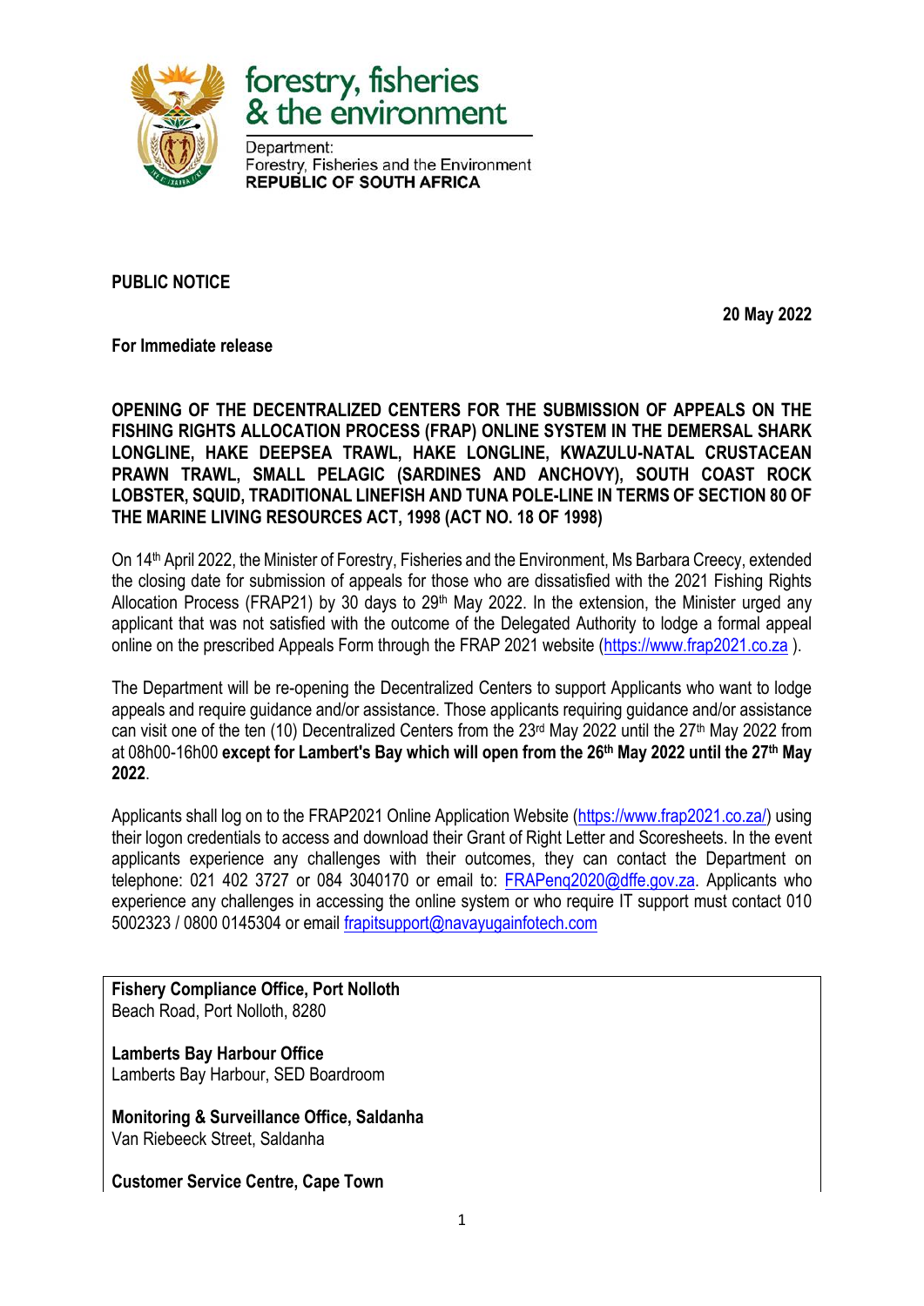forestry, fisheries & the environment

Department:
Forestry, Fisheries and the Environment
**REPUBLIC OF SOUTH AFRICA**

**PUBLIC NOTICE**

**20 May 2022**

**For Immediate release**

**OPENING OF THE DECENTRALIZED CENTERS FOR THE SUBMISSION OF APPEALS ON THE FISHING RIGHTS ALLOCATION PROCESS (FRAP) ONLINE SYSTEM IN THE DEMERSAL SHARK LONGLINE, HAKE DEEPSEA TRAWL, HAKE LONGLINE, KWAZULU-NATAL CRUSTACEAN PRAWN TRAWL, SMALL PELAGIC (SARDINES AND ANCHOVY), SOUTH COAST ROCK LOBSTER, SQUID, TRADITIONAL LINEFISH AND TUNA POLE-LINE IN TERMS OF SECTION 80 OF THE MARINE LIVING RESOURCES ACT, 1998 (ACT NO. 18 OF 1998)**

On 14th April 2022, the Minister of Forestry, Fisheries and the Environment, Ms Barbara Creecy, extended the closing date for submission of appeals for those who are dissatisfied with the 2021 Fishing Rights Allocation Process (FRAP21) by 30 days to 29th May 2022. In the extension, the Minister urged any applicant that was not satisfied with the outcome of the Delegated Authority to lodge a formal appeal online on the prescribed Appeals Form through the FRAP 2021 website (https://www.frap2021.co.za ).

The Department will be re-opening the Decentralized Centers to support Applicants who want to lodge appeals and require guidance and/or assistance. Those applicants requiring guidance and/or assistance can visit one of the ten (10) Decentralized Centers from the 23rd May 2022 until the 27th May 2022 from at 08h00-16h00 **except for Lambert's Bay which will open from the 26th May 2022 until the 27th May 2022**.

Applicants shall log on to the FRAP2021 Online Application Website (https://www.frap2021.co.za/) using their logon credentials to access and download their Grant of Right Letter and Scoresheets. In the event applicants experience any challenges with their outcomes, they can contact the Department on telephone: 021 402 3727 or 084 3040170 or email to: FRAPenq2020@dffe.gov.za. Applicants who experience any challenges in accessing the online system or who require IT support must contact 010 5002323 / 0800 0145304 or email frapitsupport@navayugainfotech.com

**Fishery Compliance Office, Port Nolloth**
Beach Road, Port Nolloth, 8280

**Lamberts Bay Harbour Office**
Lamberts Bay Harbour, SED Boardroom

**Monitoring & Surveillance Office, Saldanha**
Van Riebeeck Street, Saldanha

**Customer Service Centre, Cape Town**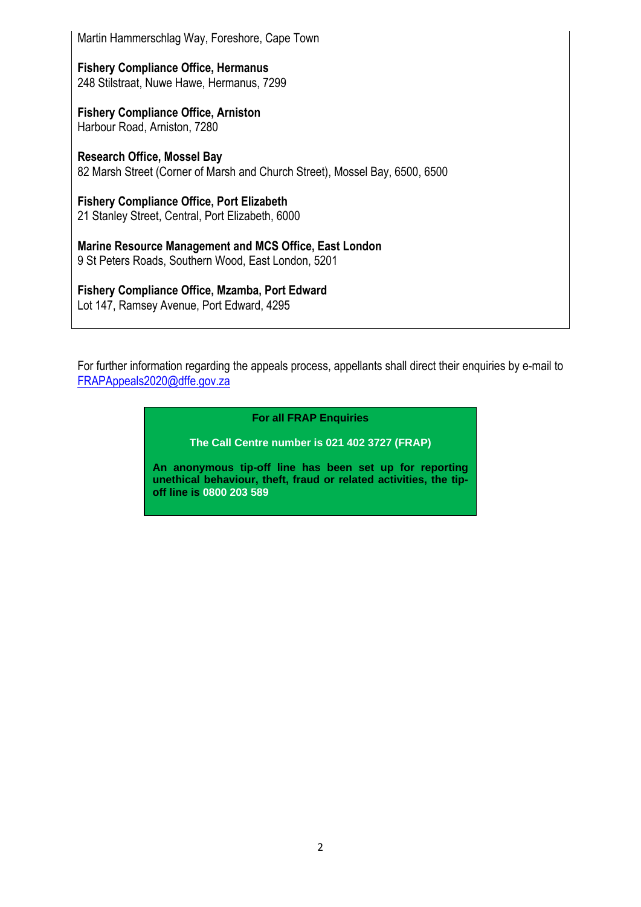Martin Hammerschlag Way, Foreshore, Cape Town

**Fishery Compliance Office, Hermanus**
248 Stilstraat, Nuwe Hawe, Hermanus, 7299

**Fishery Compliance Office, Arniston**
Harbour Road, Arniston, 7280

**Research Office, Mossel Bay**
82 Marsh Street (Corner of Marsh and Church Street), Mossel Bay, 6500, 6500

**Fishery Compliance Office, Port Elizabeth**
21 Stanley Street, Central, Port Elizabeth, 6000

**Marine Resource Management and MCS Office, East London**
9 St Peters Roads, Southern Wood, East London, 5201

**Fishery Compliance Office, Mzamba, Port Edward**
Lot 147, Ramsey Avenue, Port Edward, 4295

For further information regarding the appeals process, appellants shall direct their enquiries by e-mail to FRAPAppeals2020@dffe.gov.za

**For all FRAP Enquiries**

**The Call Centre number is 021 402 3727 (FRAP)**

**An anonymous tip-off line has been set up for reporting unethical behaviour, theft, fraud or related activities, the tip-off line is 0800 203 589**